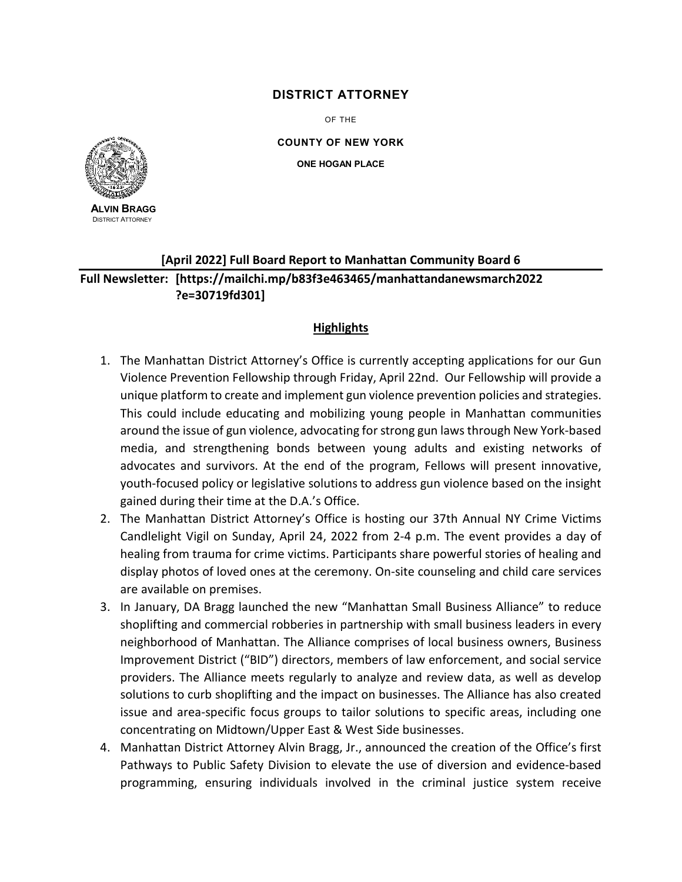**DISTRICT ATTORNEY**

OF THE

**COUNTY OF NEW YORK**

**ONE HOGAN PLACE**

**ALVIN BRAGG**
DISTRICT ATTORNEY

## [April 2022] Full Board Report to Manhattan Community Board 6

**Full Newsletter: [https://mailchi.mp/b83f3e463465/manhattandanewsmarch2022?e=30719fd301]**

### Highlights

1. The Manhattan District Attorney's Office is currently accepting applications for our Gun Violence Prevention Fellowship through Friday, April 22nd. Our Fellowship will provide a unique platform to create and implement gun violence prevention policies and strategies. This could include educating and mobilizing young people in Manhattan communities around the issue of gun violence, advocating for strong gun laws through New York-based media, and strengthening bonds between young adults and existing networks of advocates and survivors. At the end of the program, Fellows will present innovative, youth-focused policy or legislative solutions to address gun violence based on the insight gained during their time at the D.A.'s Office.
2. The Manhattan District Attorney's Office is hosting our 37th Annual NY Crime Victims Candlelight Vigil on Sunday, April 24, 2022 from 2-4 p.m. The event provides a day of healing from trauma for crime victims. Participants share powerful stories of healing and display photos of loved ones at the ceremony. On-site counseling and child care services are available on premises.
3. In January, DA Bragg launched the new "Manhattan Small Business Alliance" to reduce shoplifting and commercial robberies in partnership with small business leaders in every neighborhood of Manhattan. The Alliance comprises of local business owners, Business Improvement District ("BID") directors, members of law enforcement, and social service providers. The Alliance meets regularly to analyze and review data, as well as develop solutions to curb shoplifting and the impact on businesses. The Alliance has also created issue and area-specific focus groups to tailor solutions to specific areas, including one concentrating on Midtown/Upper East & West Side businesses.
4. Manhattan District Attorney Alvin Bragg, Jr., announced the creation of the Office's first Pathways to Public Safety Division to elevate the use of diversion and evidence-based programming, ensuring individuals involved in the criminal justice system receive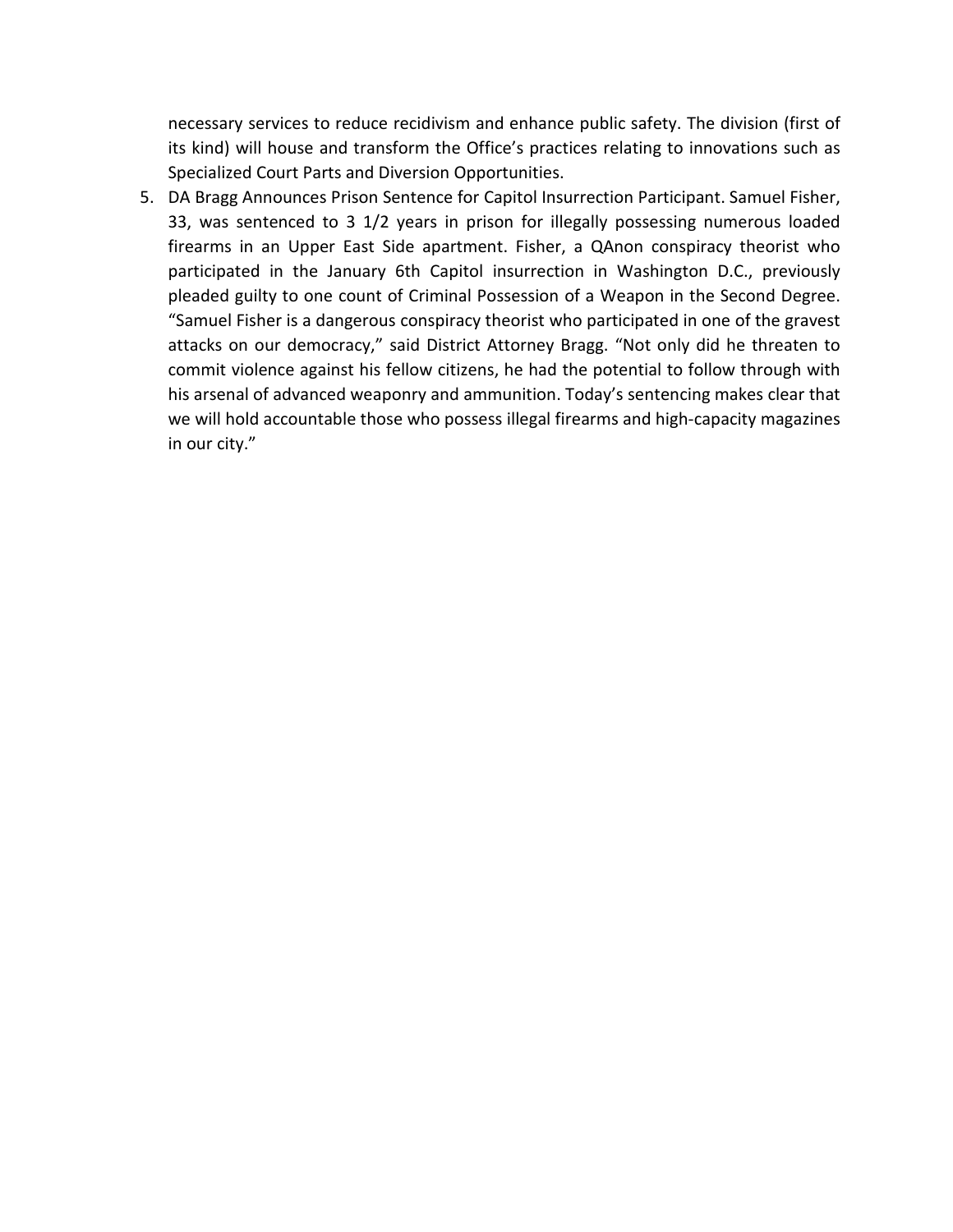necessary services to reduce recidivism and enhance public safety. The division (first of its kind) will house and transform the Office's practices relating to innovations such as Specialized Court Parts and Diversion Opportunities.

5. DA Bragg Announces Prison Sentence for Capitol Insurrection Participant. Samuel Fisher, 33, was sentenced to 3 1/2 years in prison for illegally possessing numerous loaded firearms in an Upper East Side apartment. Fisher, a QAnon conspiracy theorist who participated in the January 6th Capitol insurrection in Washington D.C., previously pleaded guilty to one count of Criminal Possession of a Weapon in the Second Degree. "Samuel Fisher is a dangerous conspiracy theorist who participated in one of the gravest attacks on our democracy," said District Attorney Bragg. "Not only did he threaten to commit violence against his fellow citizens, he had the potential to follow through with his arsenal of advanced weaponry and ammunition. Today's sentencing makes clear that we will hold accountable those who possess illegal firearms and high-capacity magazines in our city."